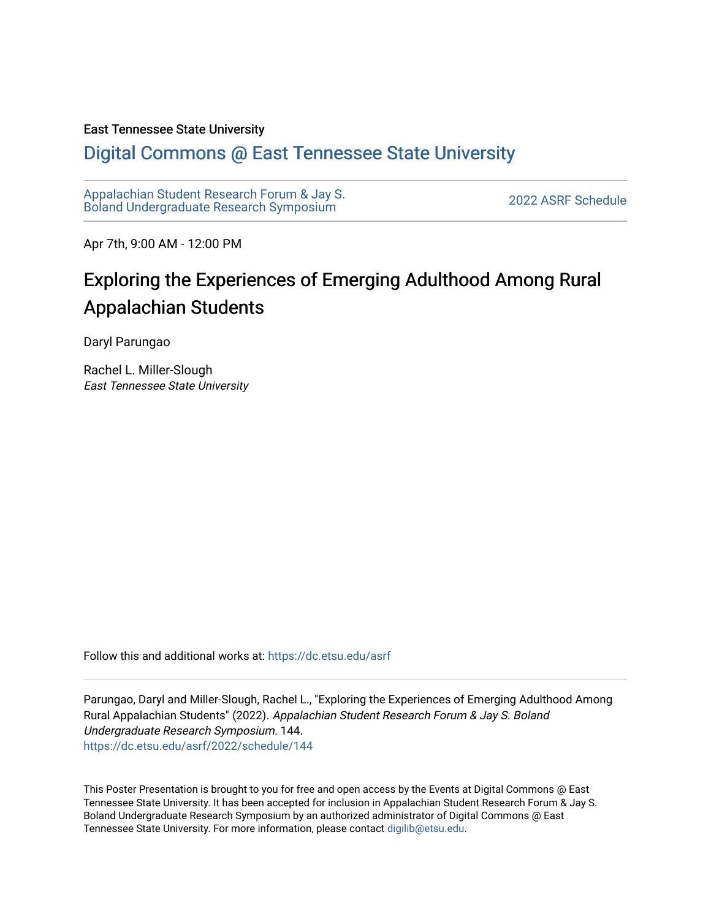East Tennessee State University

# Digital Commons @ East Tennessee State University

Appalachian Student Research Forum & Jay S. Boland Undergraduate Research Symposium

2022 ASRF Schedule

Apr 7th, 9:00 AM - 12:00 PM

## Exploring the Experiences of Emerging Adulthood Among Rural Appalachian Students

Daryl Parungao

Rachel L. Miller-Slough
*East Tennessee State University*

Follow this and additional works at: https://dc.etsu.edu/asrf

Parungao, Daryl and Miller-Slough, Rachel L., "Exploring the Experiences of Emerging Adulthood Among Rural Appalachian Students" (2022). *Appalachian Student Research Forum & Jay S. Boland Undergraduate Research Symposium*. 144.
https://dc.etsu.edu/asrf/2022/schedule/144

This Poster Presentation is brought to you for free and open access by the Events at Digital Commons @ East Tennessee State University. It has been accepted for inclusion in Appalachian Student Research Forum & Jay S. Boland Undergraduate Research Symposium by an authorized administrator of Digital Commons @ East Tennessee State University. For more information, please contact digilib@etsu.edu.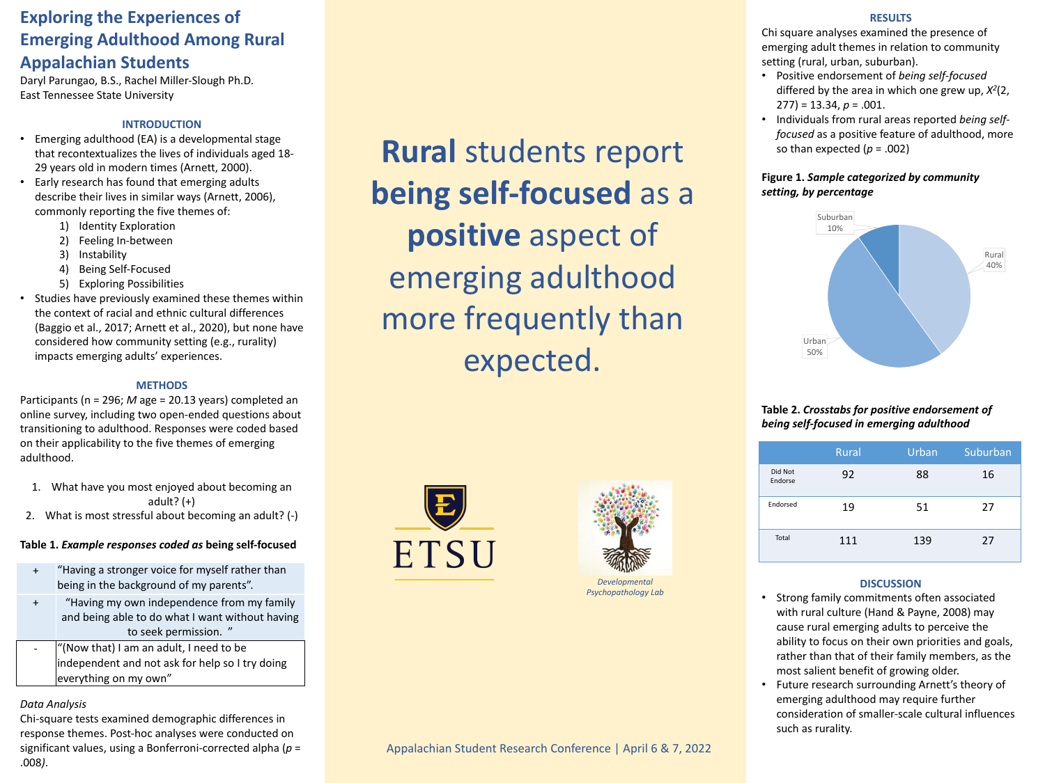# Exploring the Experiences of Emerging Adulthood Among Rural Appalachian Students

Daryl Parungao, B.S., Rachel Miller-Slough Ph.D.
East Tennessee State University

## INTRODUCTION

- Emerging adulthood (EA) is a developmental stage that recontextualizes the lives of individuals aged 18-29 years old in modern times (Arnett, 2000).
- Early research has found that emerging adults describe their lives in similar ways (Arnett, 2006), commonly reporting the five themes of:
  1) Identity Exploration
  2) Feeling In-between
  3) Instability
  4) Being Self-Focused
  5) Exploring Possibilities
- Studies have previously examined these themes within the context of racial and ethnic cultural differences (Baggio et al., 2017; Arnett et al., 2020), but none have considered how community setting (e.g., rurality) impacts emerging adults' experiences.

## METHODS

Participants (n = 296; *M* age = 20.13 years) completed an online survey, including two open-ended questions about transitioning to adulthood. Responses were coded based on their applicability to the five themes of emerging adulthood.

1. What have you most enjoyed about becoming an adult? (+)
2. What is most stressful about becoming an adult? (-)

**Table 1.** ***Example responses coded as* being self-focused**

| | |
|---|---|
| + | "Having a stronger voice for myself rather than being in the background of my parents". |
| + | "Having my own independence from my family and being able to do what I want without having to seek permission. " |
| - | "(Now that) I am an adult, I need to be independent and not ask for help so I try doing everything on my own" |

*Data Analysis*

Chi-square tests examined demographic differences in response themes. Post-hoc analyses were conducted on significant values, using a Bonferroni-corrected alpha (*p* = .008*)*.

**Rural** students report **being self-focused** as a **positive** aspect of emerging adulthood more frequently than expected.

*Developmental Psychopathology Lab*

Appalachian Student Research Conference | April 6 & 7, 2022

## RESULTS

Chi square analyses examined the presence of emerging adult themes in relation to community setting (rural, urban, suburban).

- Positive endorsement of *being self-focused* differed by the area in which one grew up, $X^2(2, 277) = 13.34$, $p = .001$.
- Individuals from rural areas reported *being self-focused* as a positive feature of adulthood, more so than expected ($p = .002$)

**Figure 1.** ***Sample categorized by community setting, by percentage***

Suburban 10%
Rural 40%
Urban 50%

**Table 2.** ***Crosstabs for positive endorsement of being self-focused in emerging adulthood***

| | Rural | Urban | Suburban |
|---|---|---|---|
| Did Not Endorse | 92 | 88 | 16 |
| Endorsed | 19 | 51 | 27 |
| Total | 111 | 139 | 27 |

## DISCUSSION

- Strong family commitments often associated with rural culture (Hand & Payne, 2008) may cause rural emerging adults to perceive the ability to focus on their own priorities and goals, rather than that of their family members, as the most salient benefit of growing older.
- Future research surrounding Arnett's theory of emerging adulthood may require further consideration of smaller-scale cultural influences such as rurality.